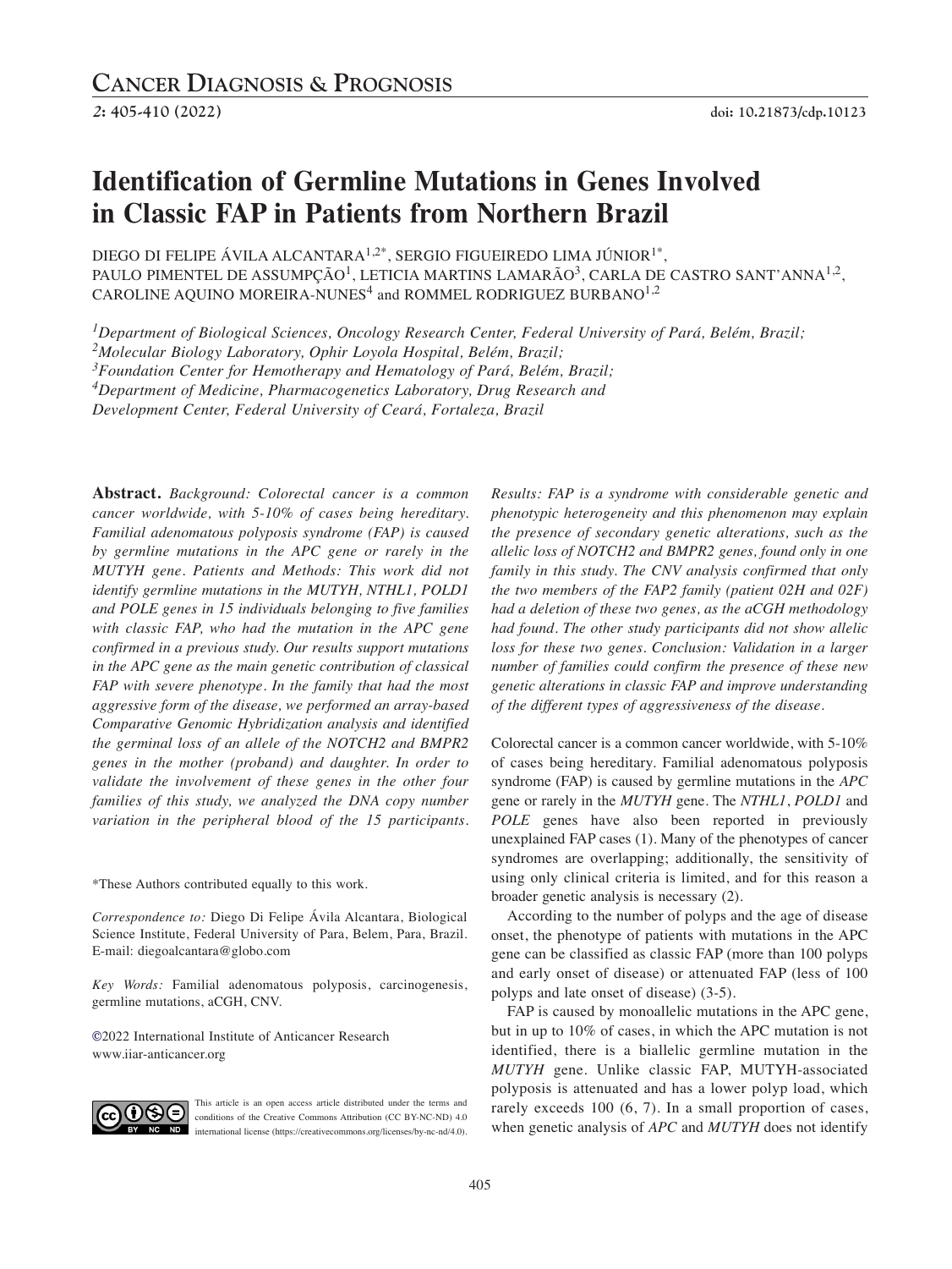# Identification of Germline Mutations in Genes Involved in Classic FAP in Patients from Northern Brazil

DIEGO DI FELIPE ÁVILA ALCANTARA[1,2*], SERGIO FIGUEIREDO LIMA JÚNIOR[1*], PAULO PIMENTEL DE ASSUMPÇÃO[1], LETICIA MARTINS LAMARÃO[3], CARLA DE CASTRO SANT'ANNA[1,2], CAROLINE AQUINO MOREIRA-NUNES[4] and ROMMEL RODRIGUEZ BURBANO[1,2]

*[1]Department of Biological Sciences, Oncology Research Center, Federal University of Pará, Belém, Brazil;*
*[2]Molecular Biology Laboratory, Ophir Loyola Hospital, Belém, Brazil;*
*[3]Foundation Center for Hemotherapy and Hematology of Pará, Belém, Brazil;*
*[4]Department of Medicine, Pharmacogenetics Laboratory, Drug Research and Development Center, Federal University of Ceará, Fortaleza, Brazil*

**Abstract.** *Background: Colorectal cancer is a common cancer worldwide, with 5-10% of cases being hereditary. Familial adenomatous polyposis syndrome (FAP) is caused by germline mutations in the APC gene or rarely in the MUTYH gene. Patients and Methods: This work did not identify germline mutations in the MUTYH, NTHL1, POLD1 and POLE genes in 15 individuals belonging to five families with classic FAP, who had the mutation in the APC gene confirmed in a previous study. Our results support mutations in the APC gene as the main genetic contribution of classical FAP with severe phenotype. In the family that had the most aggressive form of the disease, we performed an array-based Comparative Genomic Hybridization analysis and identified the germinal loss of an allele of the NOTCH2 and BMPR2 genes in the mother (proband) and daughter. In order to validate the involvement of these genes in the other four families of this study, we analyzed the DNA copy number variation in the peripheral blood of the 15 participants. Results: FAP is a syndrome with considerable genetic and phenotypic heterogeneity and this phenomenon may explain the presence of secondary genetic alterations, such as the allelic loss of NOTCH2 and BMPR2 genes, found only in one family in this study. The CNV analysis confirmed that only the two members of the FAP2 family (patient 02H and 02F) had a deletion of these two genes, as the aCGH methodology had found. The other study participants did not show allelic loss for these two genes. Conclusion: Validation in a larger number of families could confirm the presence of these new genetic alterations in classic FAP and improve understanding of the different types of aggressiveness of the disease.*

*These Authors contributed equally to this work.

*Correspondence to:* Diego Di Felipe Ávila Alcantara, Biological Science Institute, Federal University of Para, Belem, Para, Brazil. E-mail: diegoalcantara@globo.com

*Key Words:* Familial adenomatous polyposis, carcinogenesis, germline mutations, aCGH, CNV.

©2022 International Institute of Anticancer Research
www.iiar-anticancer.org

This article is an open access article distributed under the terms and conditions of the Creative Commons Attribution (CC BY-NC-ND) 4.0 international license (https://creativecommons.org/licenses/by-nc-nd/4.0).

Colorectal cancer is a common cancer worldwide, with 5-10% of cases being hereditary. Familial adenomatous polyposis syndrome (FAP) is caused by germline mutations in the *APC* gene or rarely in the *MUTYH* gene. The *NTHL1*, *POLD1* and *POLE* genes have also been reported in previously unexplained FAP cases (1). Many of the phenotypes of cancer syndromes are overlapping; additionally, the sensitivity of using only clinical criteria is limited, and for this reason a broader genetic analysis is necessary (2).

According to the number of polyps and the age of disease onset, the phenotype of patients with mutations in the APC gene can be classified as classic FAP (more than 100 polyps and early onset of disease) or attenuated FAP (less of 100 polyps and late onset of disease) (3-5).

FAP is caused by monoallelic mutations in the APC gene, but in up to 10% of cases, in which the APC mutation is not identified, there is a biallelic germline mutation in the *MUTYH* gene. Unlike classic FAP, MUTYH-associated polyposis is attenuated and has a lower polyp load, which rarely exceeds 100 (6, 7). In a small proportion of cases, when genetic analysis of *APC* and *MUTYH* does not identify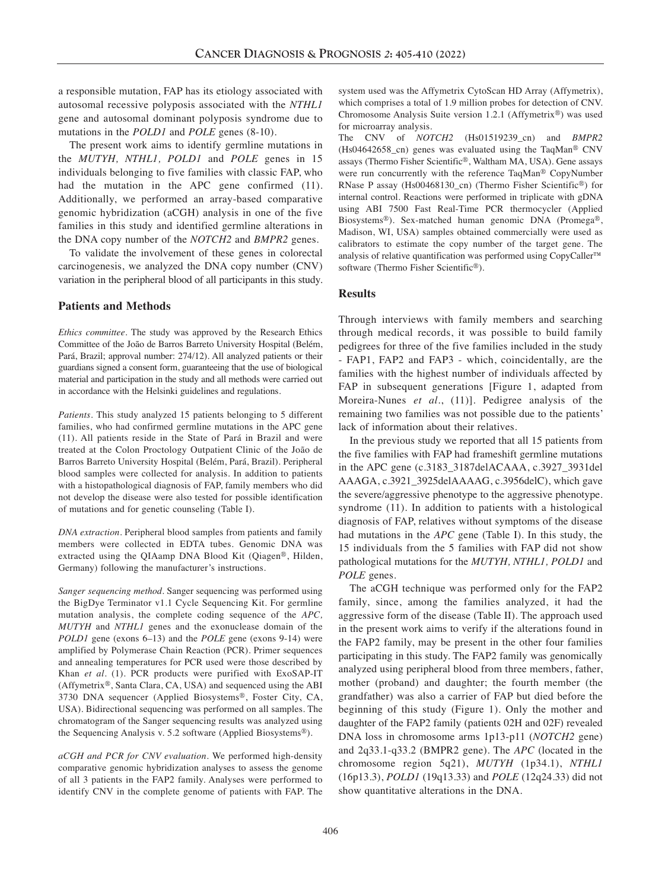a responsible mutation, FAP has its etiology associated with autosomal recessive polyposis associated with the *NTHL1* gene and autosomal dominant polyposis syndrome due to mutations in the *POLD1* and *POLE* genes (8-10).

The present work aims to identify germline mutations in the *MUTYH, NTHL1, POLD1* and *POLE* genes in 15 individuals belonging to five families with classic FAP, who had the mutation in the APC gene confirmed (11). Additionally, we performed an array-based comparative genomic hybridization (aCGH) analysis in one of the five families in this study and identified germline alterations in the DNA copy number of the *NOTCH2* and *BMPR2* genes.

To validate the involvement of these genes in colorectal carcinogenesis, we analyzed the DNA copy number (CNV) variation in the peripheral blood of all participants in this study.

## Patients and Methods

*Ethics committee.* The study was approved by the Research Ethics Committee of the João de Barros Barreto University Hospital (Belém, Pará, Brazil; approval number: 274/12). All analyzed patients or their guardians signed a consent form, guaranteeing that the use of biological material and participation in the study and all methods were carried out in accordance with the Helsinki guidelines and regulations.

*Patients.* This study analyzed 15 patients belonging to 5 different families, who had confirmed germline mutations in the APC gene (11). All patients reside in the State of Pará in Brazil and were treated at the Colon Proctology Outpatient Clinic of the João de Barros Barreto University Hospital (Belém, Pará, Brazil). Peripheral blood samples were collected for analysis. In addition to patients with a histopathological diagnosis of FAP, family members who did not develop the disease were also tested for possible identification of mutations and for genetic counseling (Table I).

*DNA extraction.* Peripheral blood samples from patients and family members were collected in EDTA tubes. Genomic DNA was extracted using the QIAamp DNA Blood Kit (Qiagen®, Hilden, Germany) following the manufacturer's instructions.

*Sanger sequencing method.* Sanger sequencing was performed using the BigDye Terminator v1.1 Cycle Sequencing Kit. For germline mutation analysis, the complete coding sequence of the *APC, MUTYH* and *NTHL1* genes and the exonuclease domain of the *POLD1* gene (exons 6–13) and the *POLE* gene (exons 9-14) were amplified by Polymerase Chain Reaction (PCR). Primer sequences and annealing temperatures for PCR used were those described by Khan *et al.* (1). PCR products were purified with ExoSAP-IT (Affymetrix®, Santa Clara, CA, USA) and sequenced using the ABI 3730 DNA sequencer (Applied Biosystems®, Foster City, CA, USA). Bidirectional sequencing was performed on all samples. The chromatogram of the Sanger sequencing results was analyzed using the Sequencing Analysis v. 5.2 software (Applied Biosystems®).

*aCGH and PCR for CNV evaluation.* We performed high-density comparative genomic hybridization analyses to assess the genome of all 3 patients in the FAP2 family. Analyses were performed to identify CNV in the complete genome of patients with FAP. The system used was the Affymetrix CytoScan HD Array (Affymetrix), which comprises a total of 1.9 million probes for detection of CNV. Chromosome Analysis Suite version 1.2.1 (Affymetrix®) was used for microarray analysis.

The CNV of *NOTCH2* (Hs01519239_cn) and *BMPR2* (Hs04642658_cn) genes was evaluated using the TaqMan® CNV assays (Thermo Fisher Scientific®, Waltham MA, USA). Gene assays were run concurrently with the reference TaqMan® CopyNumber RNase P assay (Hs00468130_cn) (Thermo Fisher Scientific®) for internal control. Reactions were performed in triplicate with gDNA using ABI 7500 Fast Real-Time PCR thermocycler (Applied Biosystems®). Sex-matched human genomic DNA (Promega®, Madison, WI, USA) samples obtained commercially were used as calibrators to estimate the copy number of the target gene. The analysis of relative quantification was performed using CopyCaller™ software (Thermo Fisher Scientific®).

## Results

Through interviews with family members and searching through medical records, it was possible to build family pedigrees for three of the five families included in the study - FAP1, FAP2 and FAP3 - which, coincidentally, are the families with the highest number of individuals affected by FAP in subsequent generations [Figure 1, adapted from Moreira-Nunes *et al.*, (11)]. Pedigree analysis of the remaining two families was not possible due to the patients' lack of information about their relatives.

In the previous study we reported that all 15 patients from the five families with FAP had frameshift germline mutations in the APC gene (c.3183_3187delACAAA, c.3927_3931del AAAGA, c.3921_3925delAAAAG, c.3956delC), which gave the severe/aggressive phenotype to the aggressive phenotype. syndrome (11). In addition to patients with a histological diagnosis of FAP, relatives without symptoms of the disease had mutations in the *APC* gene (Table I). In this study, the 15 individuals from the 5 families with FAP did not show pathological mutations for the *MUTYH, NTHL1, POLD1* and *POLE* genes.

The aCGH technique was performed only for the FAP2 family, since, among the families analyzed, it had the aggressive form of the disease (Table II). The approach used in the present work aims to verify if the alterations found in the FAP2 family, may be present in the other four families participating in this study. The FAP2 family was genomically analyzed using peripheral blood from three members, father, mother (proband) and daughter; the fourth member (the grandfather) was also a carrier of FAP but died before the beginning of this study (Figure 1). Only the mother and daughter of the FAP2 family (patients 02H and 02F) revealed DNA loss in chromosome arms 1p13-p11 (*NOTCH2* gene) and 2q33.1-q33.2 (BMPR2 gene). The *APC* (located in the chromosome region 5q21), *MUTYH* (1p34.1), *NTHL1* (16p13.3), *POLD1* (19q13.33) and *POLE* (12q24.33) did not show quantitative alterations in the DNA.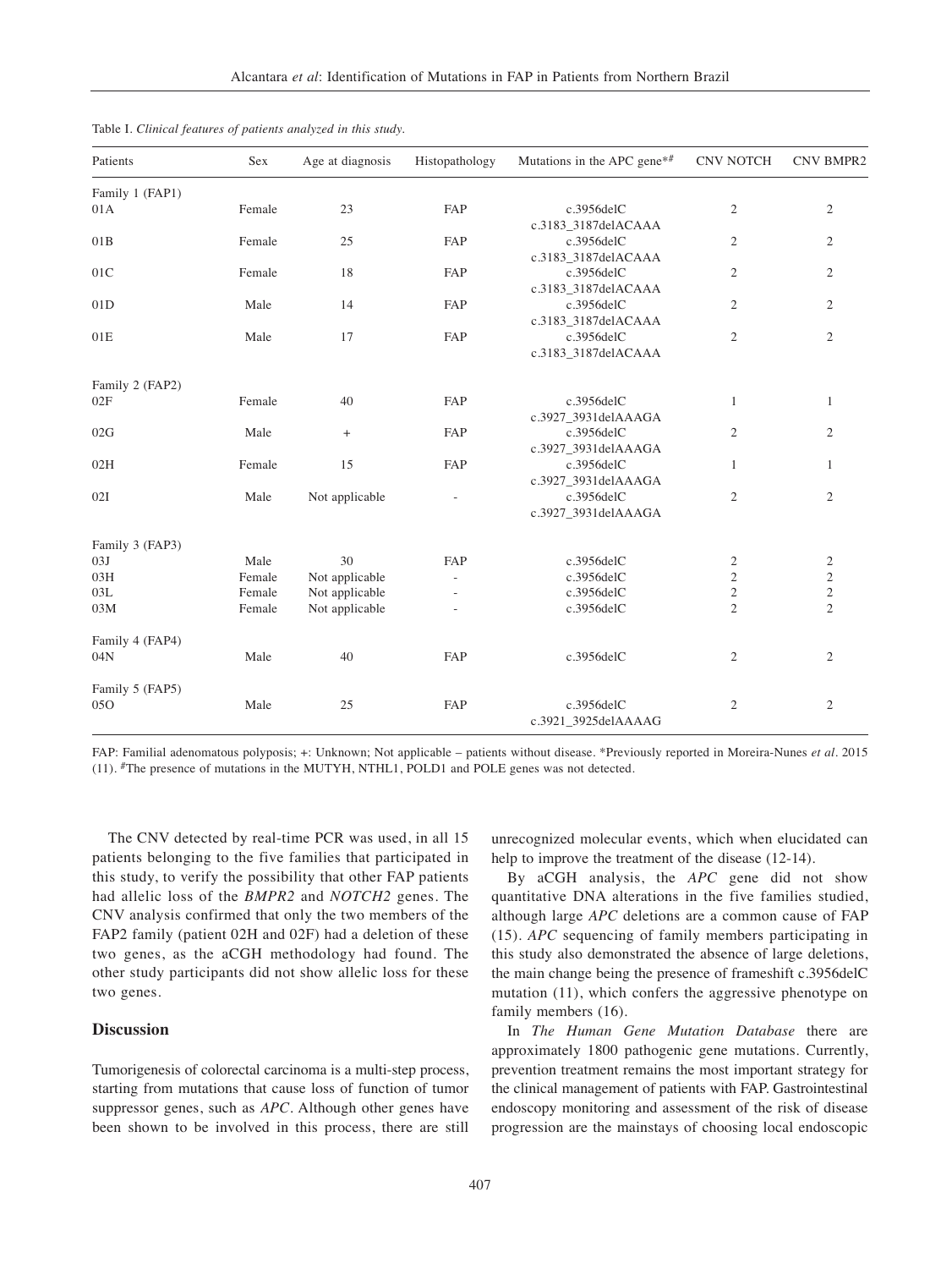Table I. *Clinical features of patients analyzed in this study.*

| Patients | Sex | Age at diagnosis | Histopathology | Mutations in the APC gene*# | CNV NOTCH | CNV BMPR2 |
|---|---|---|---|---|---|---|
| Family 1 (FAP1) | | | | | | |
| 01A | Female | 23 | FAP | c.3956delC c.3183_3187delACAAA | 2 | 2 |
| 01B | Female | 25 | FAP | c.3956delC c.3183_3187delACAAA | 2 | 2 |
| 01C | Female | 18 | FAP | c.3956delC c.3183_3187delACAAA | 2 | 2 |
| 01D | Male | 14 | FAP | c.3956delC c.3183_3187delACAAA | 2 | 2 |
| 01E | Male | 17 | FAP | c.3956delC c.3183_3187delACAAA | 2 | 2 |
| Family 2 (FAP2) | | | | | | |
| 02F | Female | 40 | FAP | c.3956delC c.3927_3931delAAAGA | 1 | 1 |
| 02G | Male | + | FAP | c.3956delC c.3927_3931delAAAGA | 2 | 2 |
| 02H | Female | 15 | FAP | c.3956delC c.3927_3931delAAAGA | 1 | 1 |
| 02I | Male | Not applicable | - | c.3956delC c.3927_3931delAAAGA | 2 | 2 |
| Family 3 (FAP3) | | | | | | |
| 03J | Male | 30 | FAP | c.3956delC | 2 | 2 |
| 03H | Female | Not applicable | - | c.3956delC | 2 | 2 |
| 03L | Female | Not applicable | - | c.3956delC | 2 | 2 |
| 03M | Female | Not applicable | - | c.3956delC | 2 | 2 |
| Family 4 (FAP4) | | | | | | |
| 04N | Male | 40 | FAP | c.3956delC | 2 | 2 |
| Family 5 (FAP5) | | | | | | |
| 05O | Male | 25 | FAP | c.3956delC c.3921_3925delAAAAG | 2 | 2 |

FAP: Familial adenomatous polyposis; +: Unknown; Not applicable – patients without disease. *Previously reported in Moreira-Nunes *et al*. 2015 (11). #The presence of mutations in the MUTYH, NTHL1, POLD1 and POLE genes was not detected.

The CNV detected by real-time PCR was used, in all 15 patients belonging to the five families that participated in this study, to verify the possibility that other FAP patients had allelic loss of the *BMPR2* and *NOTCH2* genes. The CNV analysis confirmed that only the two members of the FAP2 family (patient 02H and 02F) had a deletion of these two genes, as the aCGH methodology had found. The other study participants did not show allelic loss for these two genes.

## Discussion

Tumorigenesis of colorectal carcinoma is a multi-step process, starting from mutations that cause loss of function of tumor suppressor genes, such as *APC*. Although other genes have been shown to be involved in this process, there are still unrecognized molecular events, which when elucidated can help to improve the treatment of the disease (12-14).

By aCGH analysis, the *APC* gene did not show quantitative DNA alterations in the five families studied, although large *APC* deletions are a common cause of FAP (15). *APC* sequencing of family members participating in this study also demonstrated the absence of large deletions, the main change being the presence of frameshift c.3956delC mutation (11), which confers the aggressive phenotype on family members (16).

In *The Human Gene Mutation Database* there are approximately 1800 pathogenic gene mutations. Currently, prevention treatment remains the most important strategy for the clinical management of patients with FAP. Gastrointestinal endoscopy monitoring and assessment of the risk of disease progression are the mainstays of choosing local endoscopic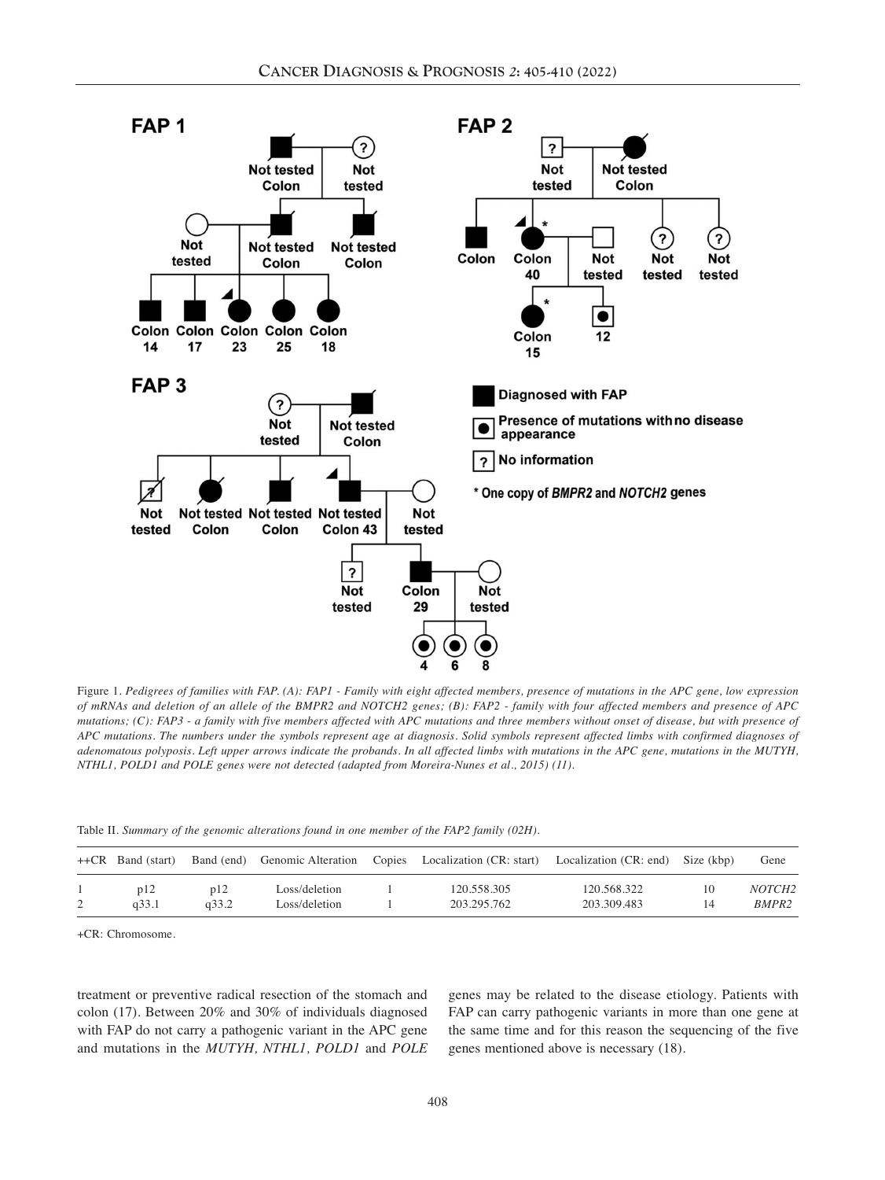Figure 1. *Pedigrees of families with FAP. (A): FAP1 - Family with eight affected members, presence of mutations in the APC gene, low expression of mRNAs and deletion of an allele of the BMPR2 and NOTCH2 genes; (B): FAP2 - family with four affected members and presence of APC mutations; (C): FAP3 - a family with five members affected with APC mutations and three members without onset of disease, but with presence of APC mutations. The numbers under the symbols represent age at diagnosis. Solid symbols represent affected limbs with confirmed diagnoses of adenomatous polyposis. Left upper arrows indicate the probands. In all affected limbs with mutations in the APC gene, mutations in the MUTYH, NTHL1, POLD1 and POLE genes were not detected (adapted from Moreira-Nunes et al., 2015) (11).*

Table II. *Summary of the genomic alterations found in one member of the FAP2 family (02H).*

| ++CR | Band (start) | Band (end) | Genomic Alteration | Copies | Localization (CR: start) | Localization (CR: end) | Size (kbp) | Gene |
|---|---|---|---|---|---|---|---|---|
| 1 | p12 | p12 | Loss/deletion | 1 | 120.558.305 | 120.568.322 | 10 | *NOTCH2* |
| 2 | q33.1 | q33.2 | Loss/deletion | 1 | 203.295.762 | 203.309.483 | 14 | *BMPR2* |

+CR: Chromosome.

treatment or preventive radical resection of the stomach and colon (17). Between 20% and 30% of individuals diagnosed with FAP do not carry a pathogenic variant in the APC gene and mutations in the *MUTYH, NTHL1, POLD1* and *POLE* genes may be related to the disease etiology. Patients with FAP can carry pathogenic variants in more than one gene at the same time and for this reason the sequencing of the five genes mentioned above is necessary (18).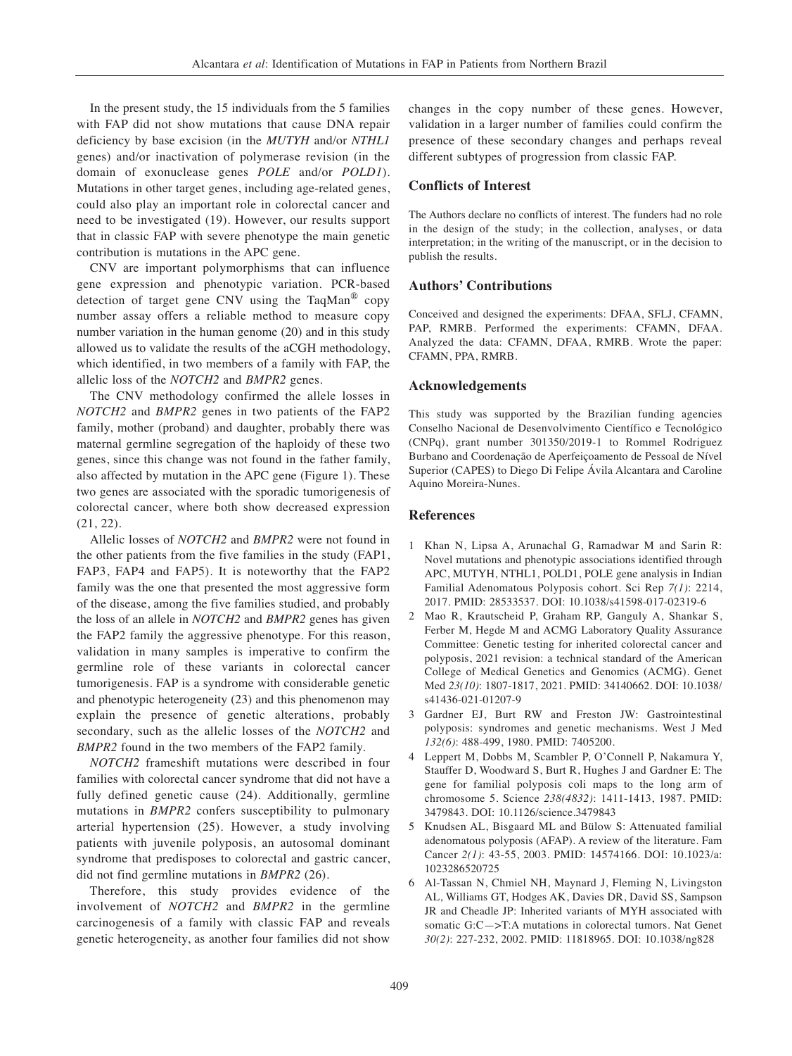In the present study, the 15 individuals from the 5 families with FAP did not show mutations that cause DNA repair deficiency by base excision (in the *MUTYH* and/or *NTHL1* genes) and/or inactivation of polymerase revision (in the domain of exonuclease genes *POLE* and/or *POLD1*). Mutations in other target genes, including age-related genes, could also play an important role in colorectal cancer and need to be investigated (19). However, our results support that in classic FAP with severe phenotype the main genetic contribution is mutations in the APC gene.

CNV are important polymorphisms that can influence gene expression and phenotypic variation. PCR-based detection of target gene CNV using the TaqMan® copy number assay offers a reliable method to measure copy number variation in the human genome (20) and in this study allowed us to validate the results of the aCGH methodology, which identified, in two members of a family with FAP, the allelic loss of the *NOTCH2* and *BMPR2* genes.

The CNV methodology confirmed the allele losses in *NOTCH2* and *BMPR2* genes in two patients of the FAP2 family, mother (proband) and daughter, probably there was maternal germline segregation of the haploidy of these two genes, since this change was not found in the father family, also affected by mutation in the APC gene (Figure 1). These two genes are associated with the sporadic tumorigenesis of colorectal cancer, where both show decreased expression (21, 22).

Allelic losses of *NOTCH2* and *BMPR2* were not found in the other patients from the five families in the study (FAP1, FAP3, FAP4 and FAP5). It is noteworthy that the FAP2 family was the one that presented the most aggressive form of the disease, among the five families studied, and probably the loss of an allele in *NOTCH2* and *BMPR2* genes has given the FAP2 family the aggressive phenotype. For this reason, validation in many samples is imperative to confirm the germline role of these variants in colorectal cancer tumorigenesis. FAP is a syndrome with considerable genetic and phenotypic heterogeneity (23) and this phenomenon may explain the presence of genetic alterations, probably secondary, such as the allelic losses of the *NOTCH2* and *BMPR2* found in the two members of the FAP2 family.

*NOTCH2* frameshift mutations were described in four families with colorectal cancer syndrome that did not have a fully defined genetic cause (24). Additionally, germline mutations in *BMPR2* confers susceptibility to pulmonary arterial hypertension (25). However, a study involving patients with juvenile polyposis, an autosomal dominant syndrome that predisposes to colorectal and gastric cancer, did not find germline mutations in *BMPR2* (26).

Therefore, this study provides evidence of the involvement of *NOTCH2* and *BMPR2* in the germline carcinogenesis of a family with classic FAP and reveals genetic heterogeneity, as another four families did not show changes in the copy number of these genes. However, validation in a larger number of families could confirm the presence of these secondary changes and perhaps reveal different subtypes of progression from classic FAP.

## Conflicts of Interest

The Authors declare no conflicts of interest. The funders had no role in the design of the study; in the collection, analyses, or data interpretation; in the writing of the manuscript, or in the decision to publish the results.

## Authors' Contributions

Conceived and designed the experiments: DFAA, SFLJ, CFAMN, PAP, RMRB. Performed the experiments: CFAMN, DFAA. Analyzed the data: CFAMN, DFAA, RMRB. Wrote the paper: CFAMN, PPA, RMRB.

## Acknowledgements

This study was supported by the Brazilian funding agencies Conselho Nacional de Desenvolvimento Científico e Tecnológico (CNPq), grant number 301350/2019-1 to Rommel Rodriguez Burbano and Coordenação de Aperfeiçoamento de Pessoal de Nível Superior (CAPES) to Diego Di Felipe Ávila Alcantara and Caroline Aquino Moreira-Nunes.

## References

1. Khan N, Lipsa A, Arunachal G, Ramadwar M and Sarin R: Novel mutations and phenotypic associations identified through APC, MUTYH, NTHL1, POLD1, POLE gene analysis in Indian Familial Adenomatous Polyposis cohort. Sci Rep *7(1)*: 2214, 2017. PMID: 28533537. DOI: 10.1038/s41598-017-02319-6
2. Mao R, Krautscheid P, Graham RP, Ganguly A, Shankar S, Ferber M, Hegde M and ACMG Laboratory Quality Assurance Committee: Genetic testing for inherited colorectal cancer and polyposis, 2021 revision: a technical standard of the American College of Medical Genetics and Genomics (ACMG). Genet Med *23(10)*: 1807-1817, 2021. PMID: 34140662. DOI: 10.1038/s41436-021-01207-9
3. Gardner EJ, Burt RW and Freston JW: Gastrointestinal polyposis: syndromes and genetic mechanisms. West J Med *132(6)*: 488-499, 1980. PMID: 7405200.
4. Leppert M, Dobbs M, Scambler P, O'Connell P, Nakamura Y, Stauffer D, Woodward S, Burt R, Hughes J and Gardner E: The gene for familial polyposis coli maps to the long arm of chromosome 5. Science *238(4832)*: 1411-1413, 1987. PMID: 3479843. DOI: 10.1126/science.3479843
5. Knudsen AL, Bisgaard ML and Bülow S: Attenuated familial adenomatous polyposis (AFAP). A review of the literature. Fam Cancer *2(1)*: 43-55, 2003. PMID: 14574166. DOI: 10.1023/a:1023286520725
6. Al-Tassan N, Chmiel NH, Maynard J, Fleming N, Livingston AL, Williams GT, Hodges AK, Davies DR, David SS, Sampson JR and Cheadle JP: Inherited variants of MYH associated with somatic G:C—>T:A mutations in colorectal tumors. Nat Genet *30(2)*: 227-232, 2002. PMID: 11818965. DOI: 10.1038/ng828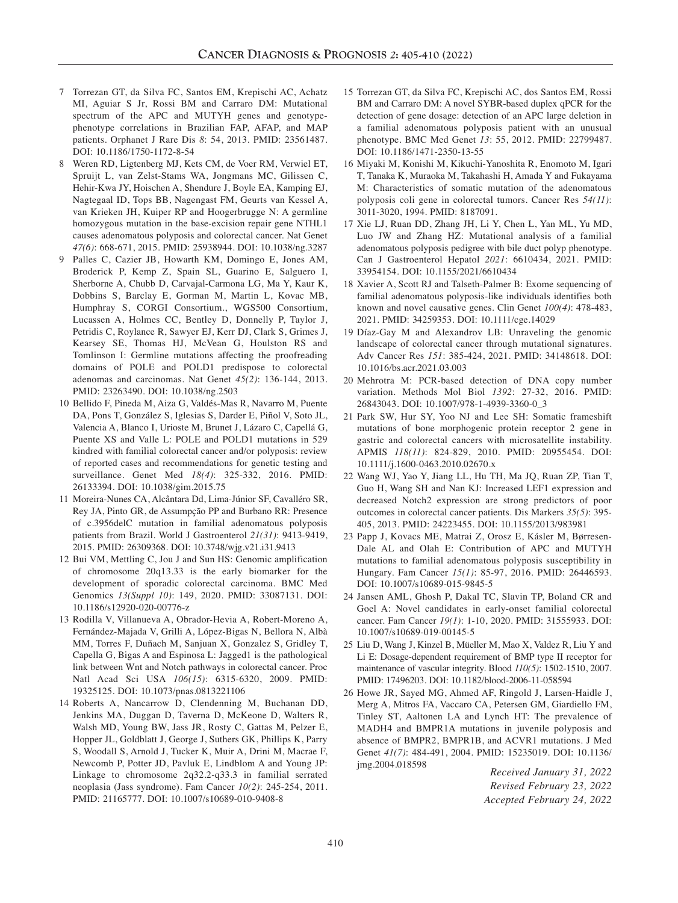7 Torrezan GT, da Silva FC, Santos EM, Krepischi AC, Achatz MI, Aguiar S Jr, Rossi BM and Carraro DM: Mutational spectrum of the APC and MUTYH genes and genotype-phenotype correlations in Brazilian FAP, AFAP, and MAP patients. Orphanet J Rare Dis *8*: 54, 2013. PMID: 23561487. DOI: 10.1186/1750-1172-8-54

8 Weren RD, Ligtenberg MJ, Kets CM, de Voer RM, Verwiel ET, Spruijt L, van Zelst-Stams WA, Jongmans MC, Gilissen C, Hehir-Kwa JY, Hoischen A, Shendure J, Boyle EA, Kamping EJ, Nagtegaal ID, Tops BB, Nagengast FM, Geurts van Kessel A, van Krieken JH, Kuiper RP and Hoogerbrugge N: A germline homozygous mutation in the base-excision repair gene NTHL1 causes adenomatous polyposis and colorectal cancer. Nat Genet *47(6)*: 668-671, 2015. PMID: 25938944. DOI: 10.1038/ng.3287

9 Palles C, Cazier JB, Howarth KM, Domingo E, Jones AM, Broderick P, Kemp Z, Spain SL, Guarino E, Salguero I, Sherborne A, Chubb D, Carvajal-Carmona LG, Ma Y, Kaur K, Dobbins S, Barclay E, Gorman M, Martin L, Kovac MB, Humphray S, CORGI Consortium., WGS500 Consortium, Lucassen A, Holmes CC, Bentley D, Donnelly P, Taylor J, Petridis C, Roylance R, Sawyer EJ, Kerr DJ, Clark S, Grimes J, Kearsey SE, Thomas HJ, McVean G, Houlston RS and Tomlinson I: Germline mutations affecting the proofreading domains of POLE and POLD1 predispose to colorectal adenomas and carcinomas. Nat Genet *45(2)*: 136-144, 2013. PMID: 23263490. DOI: 10.1038/ng.2503

10 Bellido F, Pineda M, Aiza G, Valdés-Mas R, Navarro M, Puente DA, Pons T, González S, Iglesias S, Darder E, Piñol V, Soto JL, Valencia A, Blanco I, Urioste M, Brunet J, Lázaro C, Capellá G, Puente XS and Valle L: POLE and POLD1 mutations in 529 kindred with familial colorectal cancer and/or polyposis: review of reported cases and recommendations for genetic testing and surveillance. Genet Med *18(4)*: 325-332, 2016. PMID: 26133394. DOI: 10.1038/gim.2015.75

11 Moreira-Nunes CA, Alcântara Dd, Lima-Júnior SF, Cavalléro SR, Rey JA, Pinto GR, de Assumpção PP and Burbano RR: Presence of c.3956delC mutation in familial adenomatous polyposis patients from Brazil. World J Gastroenterol *21(31)*: 9413-9419, 2015. PMID: 26309368. DOI: 10.3748/wjg.v21.i31.9413

12 Bui VM, Mettling C, Jou J and Sun HS: Genomic amplification of chromosome 20q13.33 is the early biomarker for the development of sporadic colorectal carcinoma. BMC Med Genomics *13(Suppl 10)*: 149, 2020. PMID: 33087131. DOI: 10.1186/s12920-020-00776-z

13 Rodilla V, Villanueva A, Obrador-Hevia A, Robert-Moreno A, Fernández-Majada V, Grilli A, López-Bigas N, Bellora N, Albà MM, Torres F, Duñach M, Sanjuan X, Gonzalez S, Gridley T, Capella G, Bigas A and Espinosa L: Jagged1 is the pathological link between Wnt and Notch pathways in colorectal cancer. Proc Natl Acad Sci USA *106(15)*: 6315-6320, 2009. PMID: 19325125. DOI: 10.1073/pnas.0813221106

14 Roberts A, Nancarrow D, Clendenning M, Buchanan DD, Jenkins MA, Duggan D, Taverna D, McKeone D, Walters R, Walsh MD, Young BW, Jass JR, Rosty C, Gattas M, Pelzer E, Hopper JL, Goldblatt J, George J, Suthers GK, Phillips K, Parry S, Woodall S, Arnold J, Tucker K, Muir A, Drini M, Macrae F, Newcomb P, Potter JD, Pavluk E, Lindblom A and Young JP: Linkage to chromosome 2q32.2-q33.3 in familial serrated neoplasia (Jass syndrome). Fam Cancer *10(2)*: 245-254, 2011. PMID: 21165777. DOI: 10.1007/s10689-010-9408-8

15 Torrezan GT, da Silva FC, Krepischi AC, dos Santos EM, Rossi BM and Carraro DM: A novel SYBR-based duplex qPCR for the detection of gene dosage: detection of an APC large deletion in a familial adenomatous polyposis patient with an unusual phenotype. BMC Med Genet *13*: 55, 2012. PMID: 22799487. DOI: 10.1186/1471-2350-13-55

16 Miyaki M, Konishi M, Kikuchi-Yanoshita R, Enomoto M, Igari T, Tanaka K, Muraoka M, Takahashi H, Amada Y and Fukayama M: Characteristics of somatic mutation of the adenomatous polyposis coli gene in colorectal tumors. Cancer Res *54(11)*: 3011-3020, 1994. PMID: 8187091.

17 Xie LJ, Ruan DD, Zhang JH, Li Y, Chen L, Yan ML, Yu MD, Luo JW and Zhang HZ: Mutational analysis of a familial adenomatous polyposis pedigree with bile duct polyp phenotype. Can J Gastroenterol Hepatol *2021*: 6610434, 2021. PMID: 33954154. DOI: 10.1155/2021/6610434

18 Xavier A, Scott RJ and Talseth-Palmer B: Exome sequencing of familial adenomatous polyposis-like individuals identifies both known and novel causative genes. Clin Genet *100(4)*: 478-483, 2021. PMID: 34259353. DOI: 10.1111/cge.14029

19 Díaz-Gay M and Alexandrov LB: Unraveling the genomic landscape of colorectal cancer through mutational signatures. Adv Cancer Res *151*: 385-424, 2021. PMID: 34148618. DOI: 10.1016/bs.acr.2021.03.003

20 Mehrotra M: PCR-based detection of DNA copy number variation. Methods Mol Biol *1392*: 27-32, 2016. PMID: 26843043. DOI: 10.1007/978-1-4939-3360-0_3

21 Park SW, Hur SY, Yoo NJ and Lee SH: Somatic frameshift mutations of bone morphogenic protein receptor 2 gene in gastric and colorectal cancers with microsatellite instability. APMIS *118(11)*: 824-829, 2010. PMID: 20955454. DOI: 10.1111/j.1600-0463.2010.02670.x

22 Wang WJ, Yao Y, Jiang LL, Hu TH, Ma JQ, Ruan ZP, Tian T, Guo H, Wang SH and Nan KJ: Increased LEF1 expression and decreased Notch2 expression are strong predictors of poor outcomes in colorectal cancer patients. Dis Markers *35(5)*: 395-405, 2013. PMID: 24223455. DOI: 10.1155/2013/983981

23 Papp J, Kovacs ME, Matrai Z, Orosz E, Kásler M, Børresen-Dale AL and Olah E: Contribution of APC and MUTYH mutations to familial adenomatous polyposis susceptibility in Hungary. Fam Cancer *15(1)*: 85-97, 2016. PMID: 26446593. DOI: 10.1007/s10689-015-9845-5

24 Jansen AML, Ghosh P, Dakal TC, Slavin TP, Boland CR and Goel A: Novel candidates in early-onset familial colorectal cancer. Fam Cancer *19(1)*: 1-10, 2020. PMID: 31555933. DOI: 10.1007/s10689-019-00145-5

25 Liu D, Wang J, Kinzel B, Müeller M, Mao X, Valdez R, Liu Y and Li E: Dosage-dependent requirement of BMP type II receptor for maintenance of vascular integrity. Blood *110(5)*: 1502-1510, 2007. PMID: 17496203. DOI: 10.1182/blood-2006-11-058594

26 Howe JR, Sayed MG, Ahmed AF, Ringold J, Larsen-Haidle J, Merg A, Mitros FA, Vaccaro CA, Petersen GM, Giardiello FM, Tinley ST, Aaltonen LA and Lynch HT: The prevalence of MADH4 and BMPR1A mutations in juvenile polyposis and absence of BMPR2, BMPR1B, and ACVR1 mutations. J Med Genet *41(7)*: 484-491, 2004. PMID: 15235019. DOI: 10.1136/jmg.2004.018598

*Received January 31, 2022*
*Revised February 23, 2022*
*Accepted February 24, 2022*